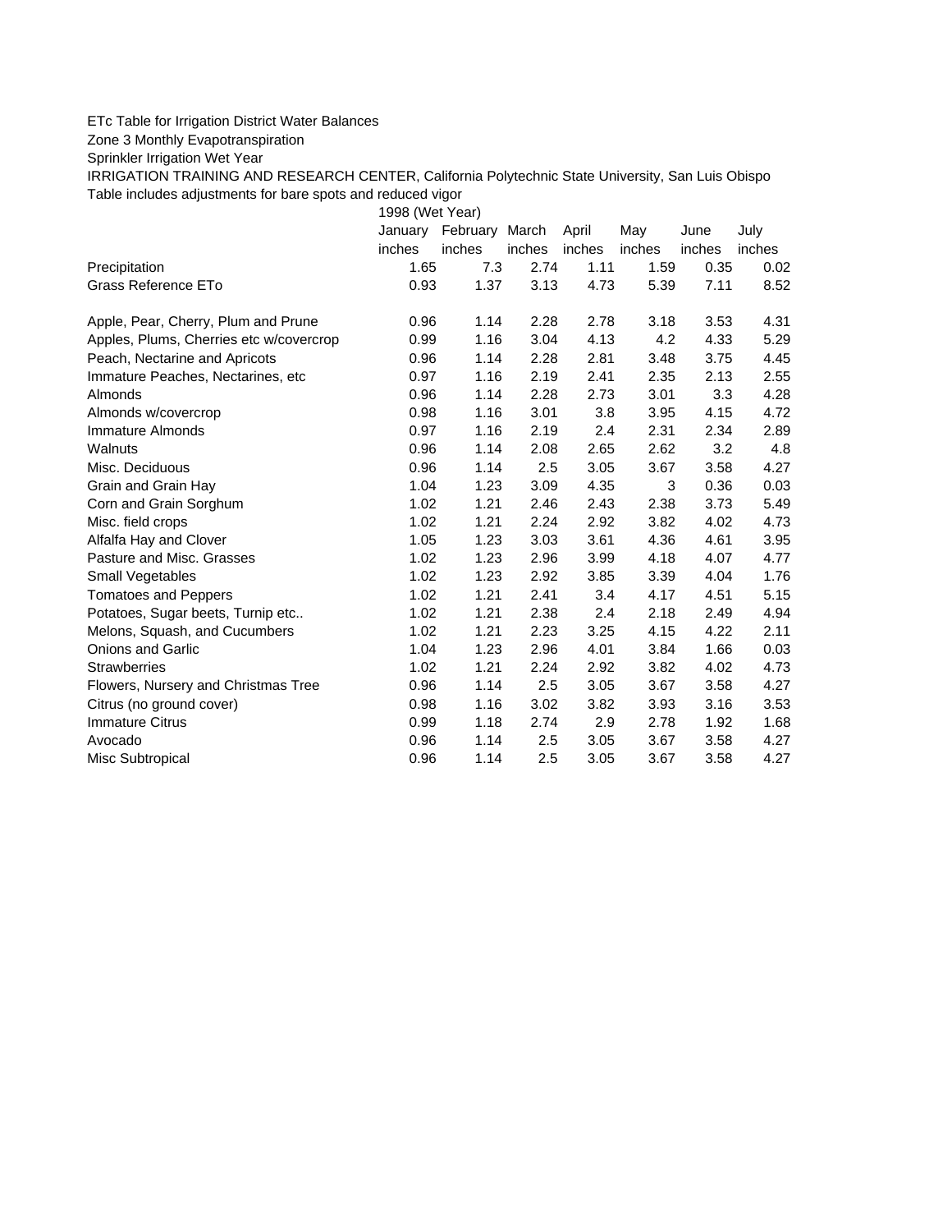ETc Table for Irrigation District Water Balances

Zone 3 Monthly Evapotranspiration

Sprinkler Irrigation Wet Year

IRRIGATION TRAINING AND RESEARCH CENTER, California Polytechnic State University, San Luis Obispo

Table includes adjustments for bare spots and reduced vigor

| | 1998 (Wet Year) | | | | | | |
|---|---|---|---|---|---|---|---|
| | January | February | March | April | May | June | July |
| | inches | inches | inches | inches | inches | inches | inches |
| Precipitation | 1.65 | 7.3 | 2.74 | 1.11 | 1.59 | 0.35 | 0.02 |
| Grass Reference ETo | 0.93 | 1.37 | 3.13 | 4.73 | 5.39 | 7.11 | 8.52 |
| | | | | | | | |
| Apple, Pear, Cherry, Plum and Prune | 0.96 | 1.14 | 2.28 | 2.78 | 3.18 | 3.53 | 4.31 |
| Apples, Plums, Cherries etc w/covercrop | 0.99 | 1.16 | 3.04 | 4.13 | 4.2 | 4.33 | 5.29 |
| Peach, Nectarine and Apricots | 0.96 | 1.14 | 2.28 | 2.81 | 3.48 | 3.75 | 4.45 |
| Immature Peaches, Nectarines, etc | 0.97 | 1.16 | 2.19 | 2.41 | 2.35 | 2.13 | 2.55 |
| Almonds | 0.96 | 1.14 | 2.28 | 2.73 | 3.01 | 3.3 | 4.28 |
| Almonds w/covercrop | 0.98 | 1.16 | 3.01 | 3.8 | 3.95 | 4.15 | 4.72 |
| Immature Almonds | 0.97 | 1.16 | 2.19 | 2.4 | 2.31 | 2.34 | 2.89 |
| Walnuts | 0.96 | 1.14 | 2.08 | 2.65 | 2.62 | 3.2 | 4.8 |
| Misc. Deciduous | 0.96 | 1.14 | 2.5 | 3.05 | 3.67 | 3.58 | 4.27 |
| Grain and Grain Hay | 1.04 | 1.23 | 3.09 | 4.35 | 3 | 0.36 | 0.03 |
| Corn and Grain Sorghum | 1.02 | 1.21 | 2.46 | 2.43 | 2.38 | 3.73 | 5.49 |
| Misc. field crops | 1.02 | 1.21 | 2.24 | 2.92 | 3.82 | 4.02 | 4.73 |
| Alfalfa Hay and Clover | 1.05 | 1.23 | 3.03 | 3.61 | 4.36 | 4.61 | 3.95 |
| Pasture and Misc. Grasses | 1.02 | 1.23 | 2.96 | 3.99 | 4.18 | 4.07 | 4.77 |
| Small Vegetables | 1.02 | 1.23 | 2.92 | 3.85 | 3.39 | 4.04 | 1.76 |
| Tomatoes and Peppers | 1.02 | 1.21 | 2.41 | 3.4 | 4.17 | 4.51 | 5.15 |
| Potatoes, Sugar beets, Turnip etc.. | 1.02 | 1.21 | 2.38 | 2.4 | 2.18 | 2.49 | 4.94 |
| Melons, Squash, and Cucumbers | 1.02 | 1.21 | 2.23 | 3.25 | 4.15 | 4.22 | 2.11 |
| Onions and Garlic | 1.04 | 1.23 | 2.96 | 4.01 | 3.84 | 1.66 | 0.03 |
| Strawberries | 1.02 | 1.21 | 2.24 | 2.92 | 3.82 | 4.02 | 4.73 |
| Flowers, Nursery and Christmas Tree | 0.96 | 1.14 | 2.5 | 3.05 | 3.67 | 3.58 | 4.27 |
| Citrus (no ground cover) | 0.98 | 1.16 | 3.02 | 3.82 | 3.93 | 3.16 | 3.53 |
| Immature Citrus | 0.99 | 1.18 | 2.74 | 2.9 | 2.78 | 1.92 | 1.68 |
| Avocado | 0.96 | 1.14 | 2.5 | 3.05 | 3.67 | 3.58 | 4.27 |
| Misc Subtropical | 0.96 | 1.14 | 2.5 | 3.05 | 3.67 | 3.58 | 4.27 |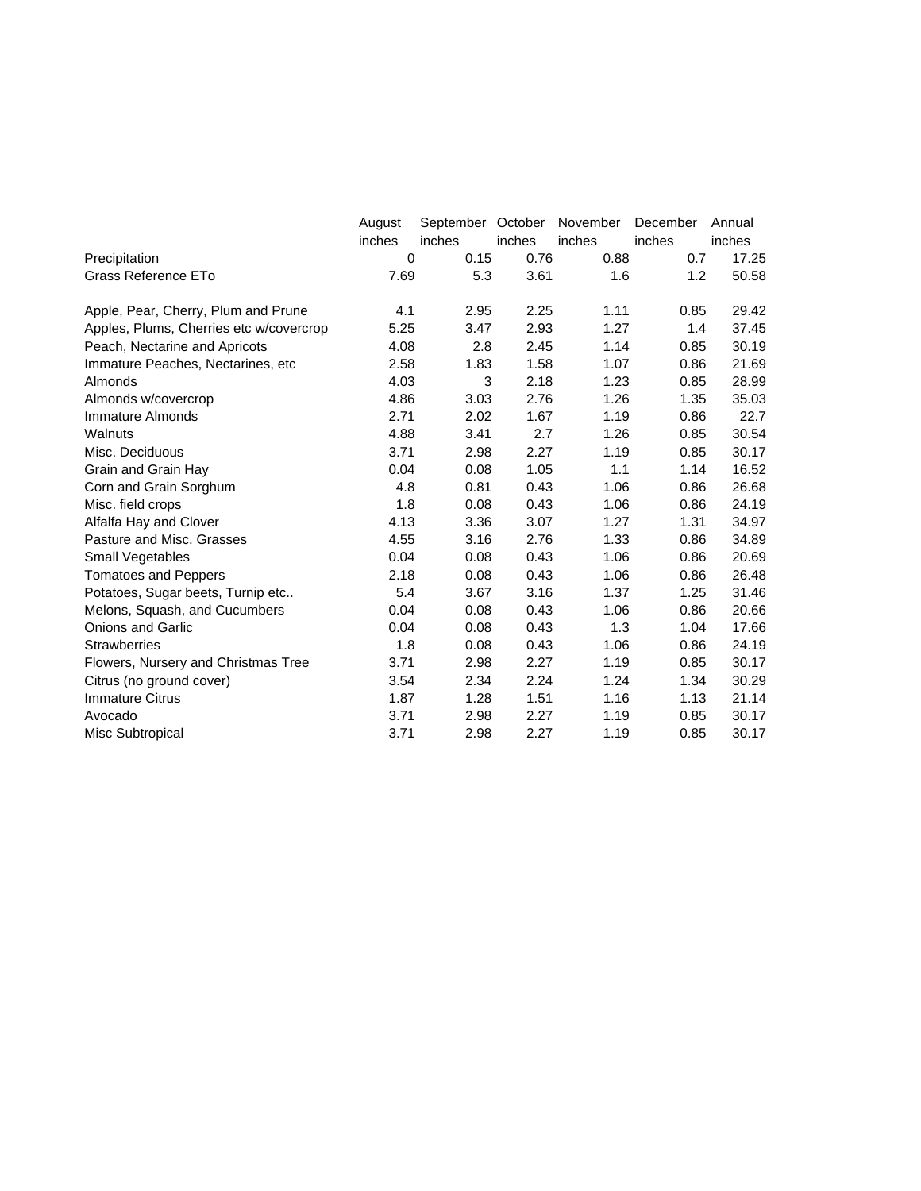| | August inches | September inches | October inches | November inches | December inches | Annual inches |
|---|---|---|---|---|---|---|
| Precipitation | 0 | 0.15 | 0.76 | 0.88 | 0.7 | 17.25 |
| Grass Reference ETo | 7.69 | 5.3 | 3.61 | 1.6 | 1.2 | 50.58 |
| | | | | | | |
| Apple, Pear, Cherry, Plum and Prune | 4.1 | 2.95 | 2.25 | 1.11 | 0.85 | 29.42 |
| Apples, Plums, Cherries etc w/covercrop | 5.25 | 3.47 | 2.93 | 1.27 | 1.4 | 37.45 |
| Peach, Nectarine and Apricots | 4.08 | 2.8 | 2.45 | 1.14 | 0.85 | 30.19 |
| Immature Peaches, Nectarines, etc | 2.58 | 1.83 | 1.58 | 1.07 | 0.86 | 21.69 |
| Almonds | 4.03 | 3 | 2.18 | 1.23 | 0.85 | 28.99 |
| Almonds w/covercrop | 4.86 | 3.03 | 2.76 | 1.26 | 1.35 | 35.03 |
| Immature Almonds | 2.71 | 2.02 | 1.67 | 1.19 | 0.86 | 22.7 |
| Walnuts | 4.88 | 3.41 | 2.7 | 1.26 | 0.85 | 30.54 |
| Misc. Deciduous | 3.71 | 2.98 | 2.27 | 1.19 | 0.85 | 30.17 |
| Grain and Grain Hay | 0.04 | 0.08 | 1.05 | 1.1 | 1.14 | 16.52 |
| Corn and Grain Sorghum | 4.8 | 0.81 | 0.43 | 1.06 | 0.86 | 26.68 |
| Misc. field crops | 1.8 | 0.08 | 0.43 | 1.06 | 0.86 | 24.19 |
| Alfalfa Hay and Clover | 4.13 | 3.36 | 3.07 | 1.27 | 1.31 | 34.97 |
| Pasture and Misc. Grasses | 4.55 | 3.16 | 2.76 | 1.33 | 0.86 | 34.89 |
| Small Vegetables | 0.04 | 0.08 | 0.43 | 1.06 | 0.86 | 20.69 |
| Tomatoes and Peppers | 2.18 | 0.08 | 0.43 | 1.06 | 0.86 | 26.48 |
| Potatoes, Sugar beets, Turnip etc.. | 5.4 | 3.67 | 3.16 | 1.37 | 1.25 | 31.46 |
| Melons, Squash, and Cucumbers | 0.04 | 0.08 | 0.43 | 1.06 | 0.86 | 20.66 |
| Onions and Garlic | 0.04 | 0.08 | 0.43 | 1.3 | 1.04 | 17.66 |
| Strawberries | 1.8 | 0.08 | 0.43 | 1.06 | 0.86 | 24.19 |
| Flowers, Nursery and Christmas Tree | 3.71 | 2.98 | 2.27 | 1.19 | 0.85 | 30.17 |
| Citrus (no ground cover) | 3.54 | 2.34 | 2.24 | 1.24 | 1.34 | 30.29 |
| Immature Citrus | 1.87 | 1.28 | 1.51 | 1.16 | 1.13 | 21.14 |
| Avocado | 3.71 | 2.98 | 2.27 | 1.19 | 0.85 | 30.17 |
| Misc Subtropical | 3.71 | 2.98 | 2.27 | 1.19 | 0.85 | 30.17 |